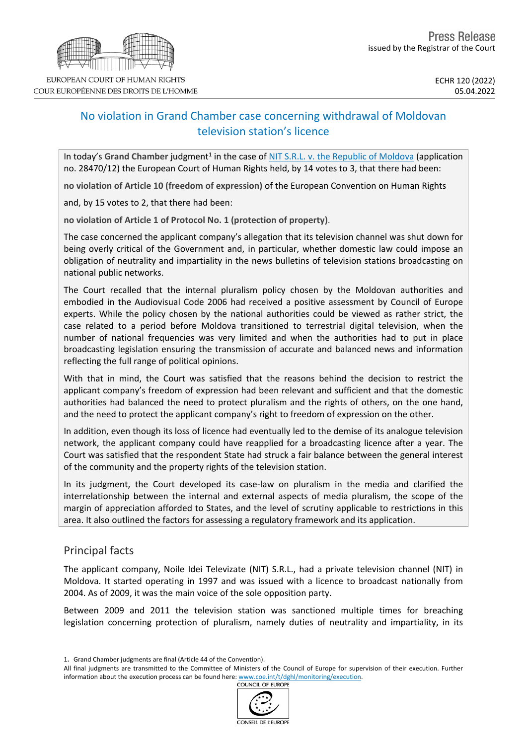Press Release
issued by the Registrar of the Court

ECHR 120 (2022)
05.04.2022

# No violation in Grand Chamber case concerning withdrawal of Moldovan television station's licence

In today's **Grand Chamber** judgment[1] in the case of NIT S.R.L. v. the Republic of Moldova (application no. 28470/12) the European Court of Human Rights held, by 14 votes to 3, that there had been:

**no violation of Article 10 (freedom of expression)** of the European Convention on Human Rights

and, by 15 votes to 2, that there had been:

**no violation of Article 1 of Protocol No. 1 (protection of property)**.

The case concerned the applicant company's allegation that its television channel was shut down for being overly critical of the Government and, in particular, whether domestic law could impose an obligation of neutrality and impartiality in the news bulletins of television stations broadcasting on national public networks.

The Court recalled that the internal pluralism policy chosen by the Moldovan authorities and embodied in the Audiovisual Code 2006 had received a positive assessment by Council of Europe experts. While the policy chosen by the national authorities could be viewed as rather strict, the case related to a period before Moldova transitioned to terrestrial digital television, when the number of national frequencies was very limited and when the authorities had to put in place broadcasting legislation ensuring the transmission of accurate and balanced news and information reflecting the full range of political opinions.

With that in mind, the Court was satisfied that the reasons behind the decision to restrict the applicant company's freedom of expression had been relevant and sufficient and that the domestic authorities had balanced the need to protect pluralism and the rights of others, on the one hand, and the need to protect the applicant company's right to freedom of expression on the other.

In addition, even though its loss of licence had eventually led to the demise of its analogue television network, the applicant company could have reapplied for a broadcasting licence after a year. The Court was satisfied that the respondent State had struck a fair balance between the general interest of the community and the property rights of the television station.

In its judgment, the Court developed its case-law on pluralism in the media and clarified the interrelationship between the internal and external aspects of media pluralism, the scope of the margin of appreciation afforded to States, and the level of scrutiny applicable to restrictions in this area. It also outlined the factors for assessing a regulatory framework and its application.

## Principal facts

The applicant company, Noile Idei Televizate (NIT) S.R.L., had a private television channel (NIT) in Moldova. It started operating in 1997 and was issued with a licence to broadcast nationally from 2004. As of 2009, it was the main voice of the sole opposition party.

Between 2009 and 2011 the television station was sanctioned multiple times for breaching legislation concerning protection of pluralism, namely duties of neutrality and impartiality, in its

1. Grand Chamber judgments are final (Article 44 of the Convention).

All final judgments are transmitted to the Committee of Ministers of the Council of Europe for supervision of their execution. Further information about the execution process can be found here: www.coe.int/t/dghl/monitoring/execution.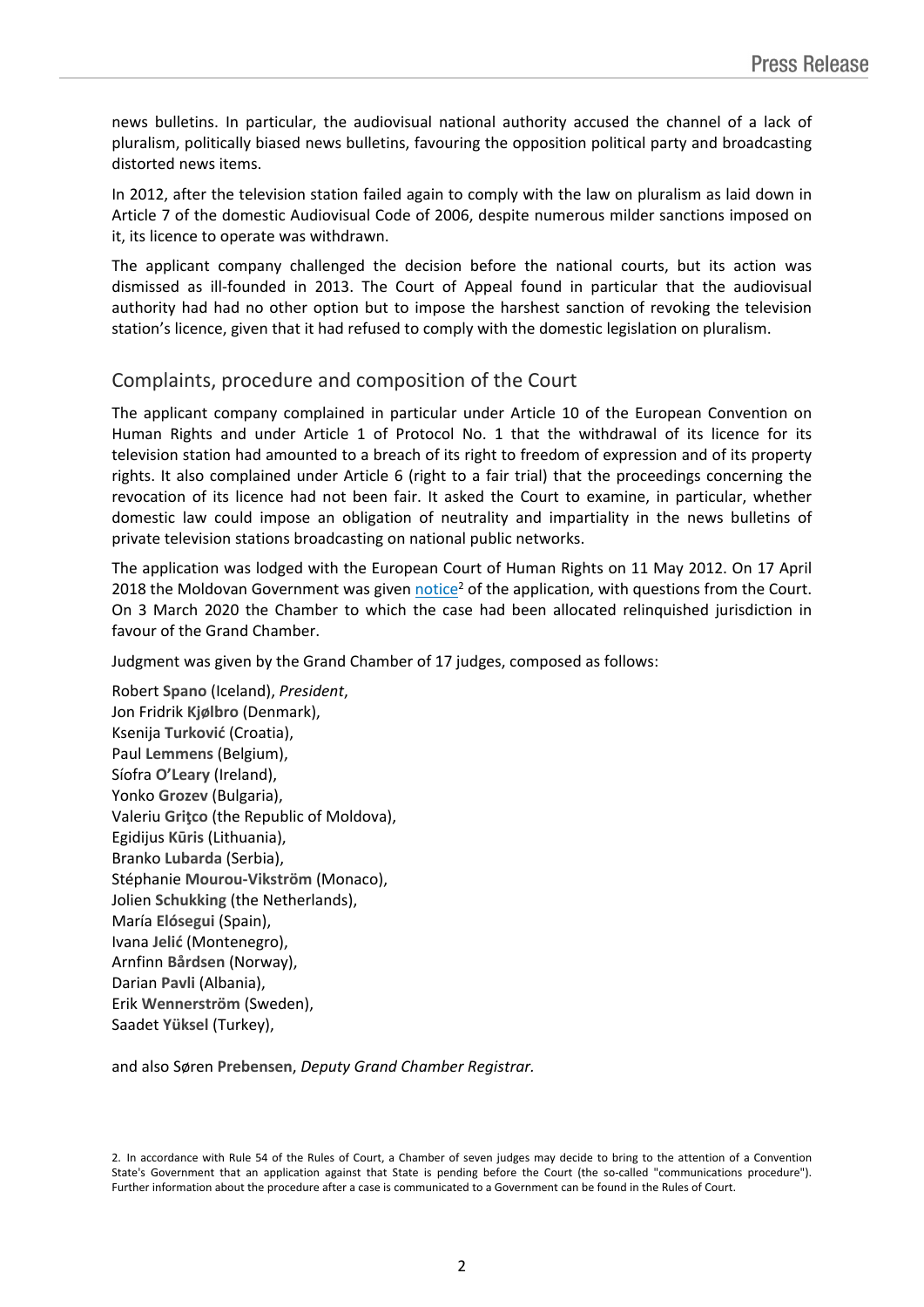news bulletins. In particular, the audiovisual national authority accused the channel of a lack of pluralism, politically biased news bulletins, favouring the opposition political party and broadcasting distorted news items.

In 2012, after the television station failed again to comply with the law on pluralism as laid down in Article 7 of the domestic Audiovisual Code of 2006, despite numerous milder sanctions imposed on it, its licence to operate was withdrawn.

The applicant company challenged the decision before the national courts, but its action was dismissed as ill-founded in 2013. The Court of Appeal found in particular that the audiovisual authority had had no other option but to impose the harshest sanction of revoking the television station's licence, given that it had refused to comply with the domestic legislation on pluralism.

## Complaints, procedure and composition of the Court

The applicant company complained in particular under Article 10 of the European Convention on Human Rights and under Article 1 of Protocol No. 1 that the withdrawal of its licence for its television station had amounted to a breach of its right to freedom of expression and of its property rights. It also complained under Article 6 (right to a fair trial) that the proceedings concerning the revocation of its licence had not been fair. It asked the Court to examine, in particular, whether domestic law could impose an obligation of neutrality and impartiality in the news bulletins of private television stations broadcasting on national public networks.

The application was lodged with the European Court of Human Rights on 11 May 2012. On 17 April 2018 the Moldovan Government was given notice[2] of the application, with questions from the Court. On 3 March 2020 the Chamber to which the case had been allocated relinquished jurisdiction in favour of the Grand Chamber.

Judgment was given by the Grand Chamber of 17 judges, composed as follows:

Robert **Spano** (Iceland), *President*,
Jon Fridrik **Kjølbro** (Denmark),
Ksenija **Turković** (Croatia),
Paul **Lemmens** (Belgium),
Síofra **O'Leary** (Ireland),
Yonko **Grozev** (Bulgaria),
Valeriu **Griţco** (the Republic of Moldova),
Egidijus **Kūris** (Lithuania),
Branko **Lubarda** (Serbia),
Stéphanie **Mourou-Vikström** (Monaco),
Jolien **Schukking** (the Netherlands),
María **Elósegui** (Spain),
Ivana **Jelić** (Montenegro),
Arnfinn **Bårdsen** (Norway),
Darian **Pavli** (Albania),
Erik **Wennerström** (Sweden),
Saadet **Yüksel** (Turkey),

and also Søren **Prebensen**, *Deputy Grand Chamber Registrar*.

2. In accordance with Rule 54 of the Rules of Court, a Chamber of seven judges may decide to bring to the attention of a Convention State's Government that an application against that State is pending before the Court (the so-called "communications procedure"). Further information about the procedure after a case is communicated to a Government can be found in the Rules of Court.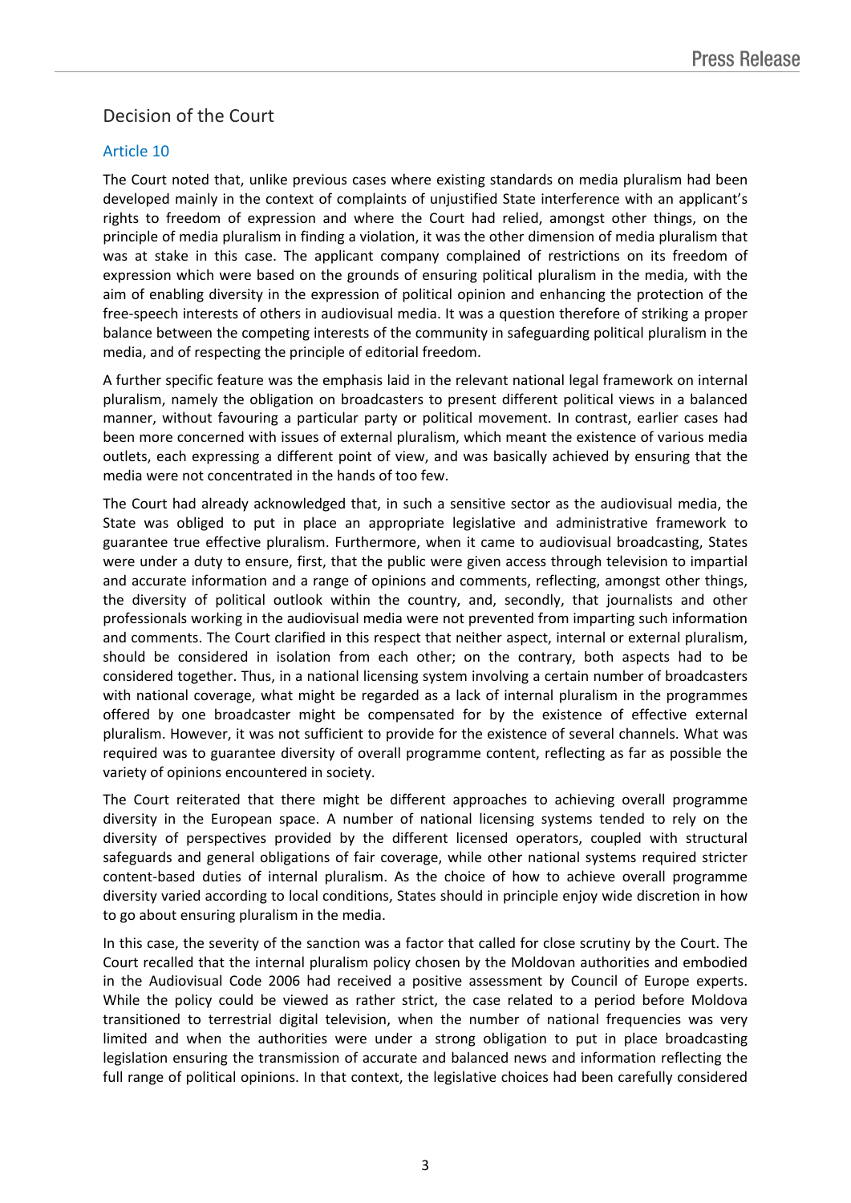## Decision of the Court

### Article 10

The Court noted that, unlike previous cases where existing standards on media pluralism had been developed mainly in the context of complaints of unjustified State interference with an applicant's rights to freedom of expression and where the Court had relied, amongst other things, on the principle of media pluralism in finding a violation, it was the other dimension of media pluralism that was at stake in this case. The applicant company complained of restrictions on its freedom of expression which were based on the grounds of ensuring political pluralism in the media, with the aim of enabling diversity in the expression of political opinion and enhancing the protection of the free-speech interests of others in audiovisual media. It was a question therefore of striking a proper balance between the competing interests of the community in safeguarding political pluralism in the media, and of respecting the principle of editorial freedom.

A further specific feature was the emphasis laid in the relevant national legal framework on internal pluralism, namely the obligation on broadcasters to present different political views in a balanced manner, without favouring a particular party or political movement. In contrast, earlier cases had been more concerned with issues of external pluralism, which meant the existence of various media outlets, each expressing a different point of view, and was basically achieved by ensuring that the media were not concentrated in the hands of too few.

The Court had already acknowledged that, in such a sensitive sector as the audiovisual media, the State was obliged to put in place an appropriate legislative and administrative framework to guarantee true effective pluralism. Furthermore, when it came to audiovisual broadcasting, States were under a duty to ensure, first, that the public were given access through television to impartial and accurate information and a range of opinions and comments, reflecting, amongst other things, the diversity of political outlook within the country, and, secondly, that journalists and other professionals working in the audiovisual media were not prevented from imparting such information and comments. The Court clarified in this respect that neither aspect, internal or external pluralism, should be considered in isolation from each other; on the contrary, both aspects had to be considered together. Thus, in a national licensing system involving a certain number of broadcasters with national coverage, what might be regarded as a lack of internal pluralism in the programmes offered by one broadcaster might be compensated for by the existence of effective external pluralism. However, it was not sufficient to provide for the existence of several channels. What was required was to guarantee diversity of overall programme content, reflecting as far as possible the variety of opinions encountered in society.

The Court reiterated that there might be different approaches to achieving overall programme diversity in the European space. A number of national licensing systems tended to rely on the diversity of perspectives provided by the different licensed operators, coupled with structural safeguards and general obligations of fair coverage, while other national systems required stricter content-based duties of internal pluralism. As the choice of how to achieve overall programme diversity varied according to local conditions, States should in principle enjoy wide discretion in how to go about ensuring pluralism in the media.

In this case, the severity of the sanction was a factor that called for close scrutiny by the Court. The Court recalled that the internal pluralism policy chosen by the Moldovan authorities and embodied in the Audiovisual Code 2006 had received a positive assessment by Council of Europe experts. While the policy could be viewed as rather strict, the case related to a period before Moldova transitioned to terrestrial digital television, when the number of national frequencies was very limited and when the authorities were under a strong obligation to put in place broadcasting legislation ensuring the transmission of accurate and balanced news and information reflecting the full range of political opinions. In that context, the legislative choices had been carefully considered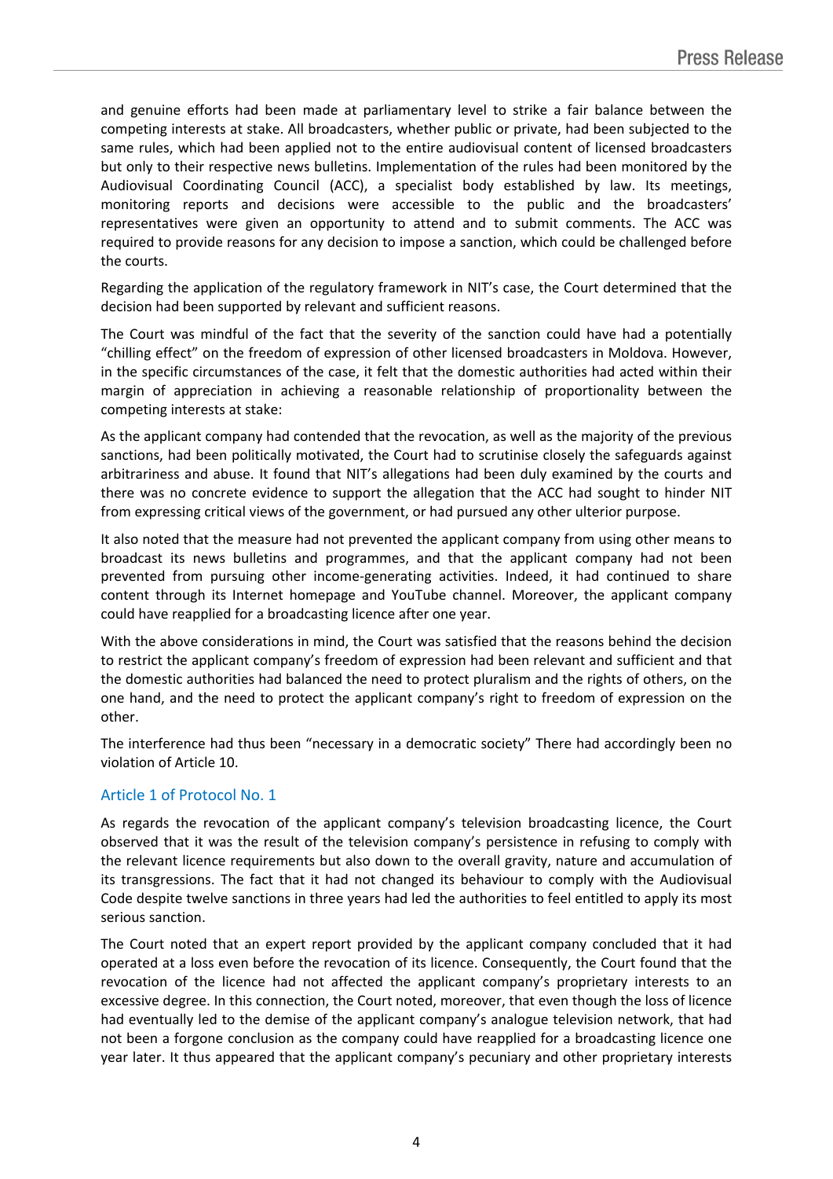and genuine efforts had been made at parliamentary level to strike a fair balance between the competing interests at stake. All broadcasters, whether public or private, had been subjected to the same rules, which had been applied not to the entire audiovisual content of licensed broadcasters but only to their respective news bulletins. Implementation of the rules had been monitored by the Audiovisual Coordinating Council (ACC), a specialist body established by law. Its meetings, monitoring reports and decisions were accessible to the public and the broadcasters' representatives were given an opportunity to attend and to submit comments. The ACC was required to provide reasons for any decision to impose a sanction, which could be challenged before the courts.

Regarding the application of the regulatory framework in NIT's case, the Court determined that the decision had been supported by relevant and sufficient reasons.

The Court was mindful of the fact that the severity of the sanction could have had a potentially "chilling effect" on the freedom of expression of other licensed broadcasters in Moldova. However, in the specific circumstances of the case, it felt that the domestic authorities had acted within their margin of appreciation in achieving a reasonable relationship of proportionality between the competing interests at stake:

As the applicant company had contended that the revocation, as well as the majority of the previous sanctions, had been politically motivated, the Court had to scrutinise closely the safeguards against arbitrariness and abuse. It found that NIT's allegations had been duly examined by the courts and there was no concrete evidence to support the allegation that the ACC had sought to hinder NIT from expressing critical views of the government, or had pursued any other ulterior purpose.

It also noted that the measure had not prevented the applicant company from using other means to broadcast its news bulletins and programmes, and that the applicant company had not been prevented from pursuing other income-generating activities. Indeed, it had continued to share content through its Internet homepage and YouTube channel. Moreover, the applicant company could have reapplied for a broadcasting licence after one year.

With the above considerations in mind, the Court was satisfied that the reasons behind the decision to restrict the applicant company's freedom of expression had been relevant and sufficient and that the domestic authorities had balanced the need to protect pluralism and the rights of others, on the one hand, and the need to protect the applicant company's right to freedom of expression on the other.

The interference had thus been "necessary in a democratic society" There had accordingly been no violation of Article 10.

## Article 1 of Protocol No. 1

As regards the revocation of the applicant company's television broadcasting licence, the Court observed that it was the result of the television company's persistence in refusing to comply with the relevant licence requirements but also down to the overall gravity, nature and accumulation of its transgressions. The fact that it had not changed its behaviour to comply with the Audiovisual Code despite twelve sanctions in three years had led the authorities to feel entitled to apply its most serious sanction.

The Court noted that an expert report provided by the applicant company concluded that it had operated at a loss even before the revocation of its licence. Consequently, the Court found that the revocation of the licence had not affected the applicant company's proprietary interests to an excessive degree. In this connection, the Court noted, moreover, that even though the loss of licence had eventually led to the demise of the applicant company's analogue television network, that had not been a forgone conclusion as the company could have reapplied for a broadcasting licence one year later. It thus appeared that the applicant company's pecuniary and other proprietary interests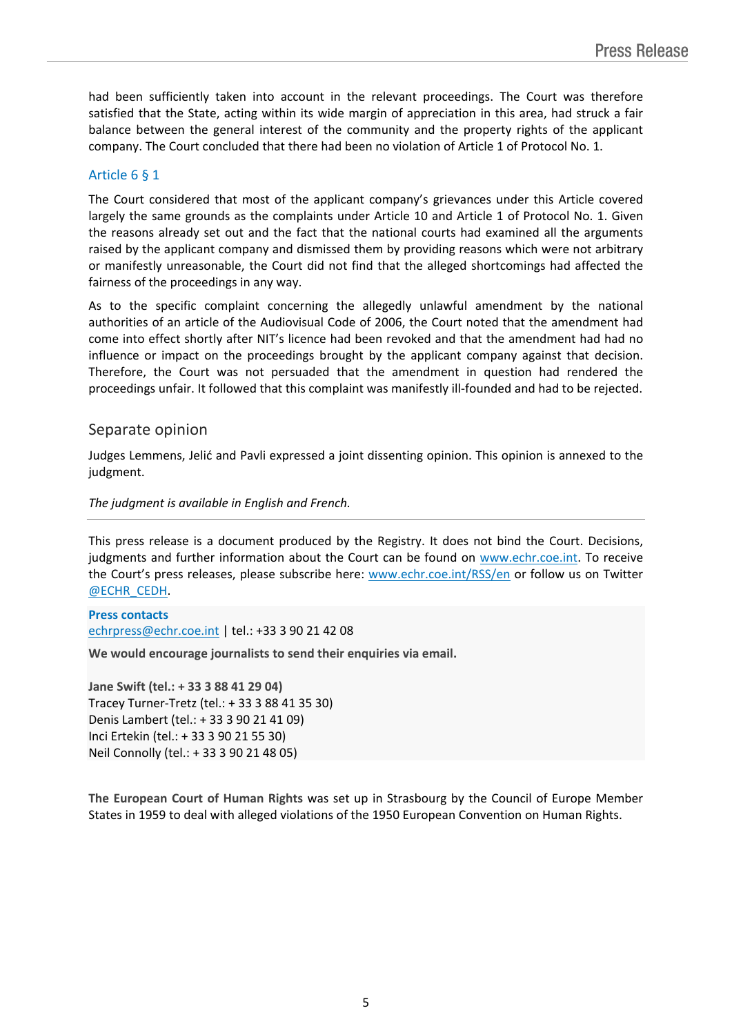had been sufficiently taken into account in the relevant proceedings. The Court was therefore satisfied that the State, acting within its wide margin of appreciation in this area, had struck a fair balance between the general interest of the community and the property rights of the applicant company. The Court concluded that there had been no violation of Article 1 of Protocol No. 1.

### Article 6 § 1

The Court considered that most of the applicant company's grievances under this Article covered largely the same grounds as the complaints under Article 10 and Article 1 of Protocol No. 1. Given the reasons already set out and the fact that the national courts had examined all the arguments raised by the applicant company and dismissed them by providing reasons which were not arbitrary or manifestly unreasonable, the Court did not find that the alleged shortcomings had affected the fairness of the proceedings in any way.

As to the specific complaint concerning the allegedly unlawful amendment by the national authorities of an article of the Audiovisual Code of 2006, the Court noted that the amendment had come into effect shortly after NIT's licence had been revoked and that the amendment had had no influence or impact on the proceedings brought by the applicant company against that decision. Therefore, the Court was not persuaded that the amendment in question had rendered the proceedings unfair. It followed that this complaint was manifestly ill-founded and had to be rejected.

## Separate opinion

Judges Lemmens, Jelić and Pavli expressed a joint dissenting opinion. This opinion is annexed to the judgment.

*The judgment is available in English and French.*

---

This press release is a document produced by the Registry. It does not bind the Court. Decisions, judgments and further information about the Court can be found on www.echr.coe.int. To receive the Court's press releases, please subscribe here: www.echr.coe.int/RSS/en or follow us on Twitter @ECHR_CEDH.

**Press contacts**
echrpress@echr.coe.int | tel.: +33 3 90 21 42 08

**We would encourage journalists to send their enquiries via email.**

**Jane Swift (tel.: + 33 3 88 41 29 04)**
Tracey Turner-Tretz (tel.: + 33 3 88 41 35 30)
Denis Lambert (tel.: + 33 3 90 21 41 09)
Inci Ertekin (tel.: + 33 3 90 21 55 30)
Neil Connolly (tel.: + 33 3 90 21 48 05)

**The European Court of Human Rights** was set up in Strasbourg by the Council of Europe Member States in 1959 to deal with alleged violations of the 1950 European Convention on Human Rights.